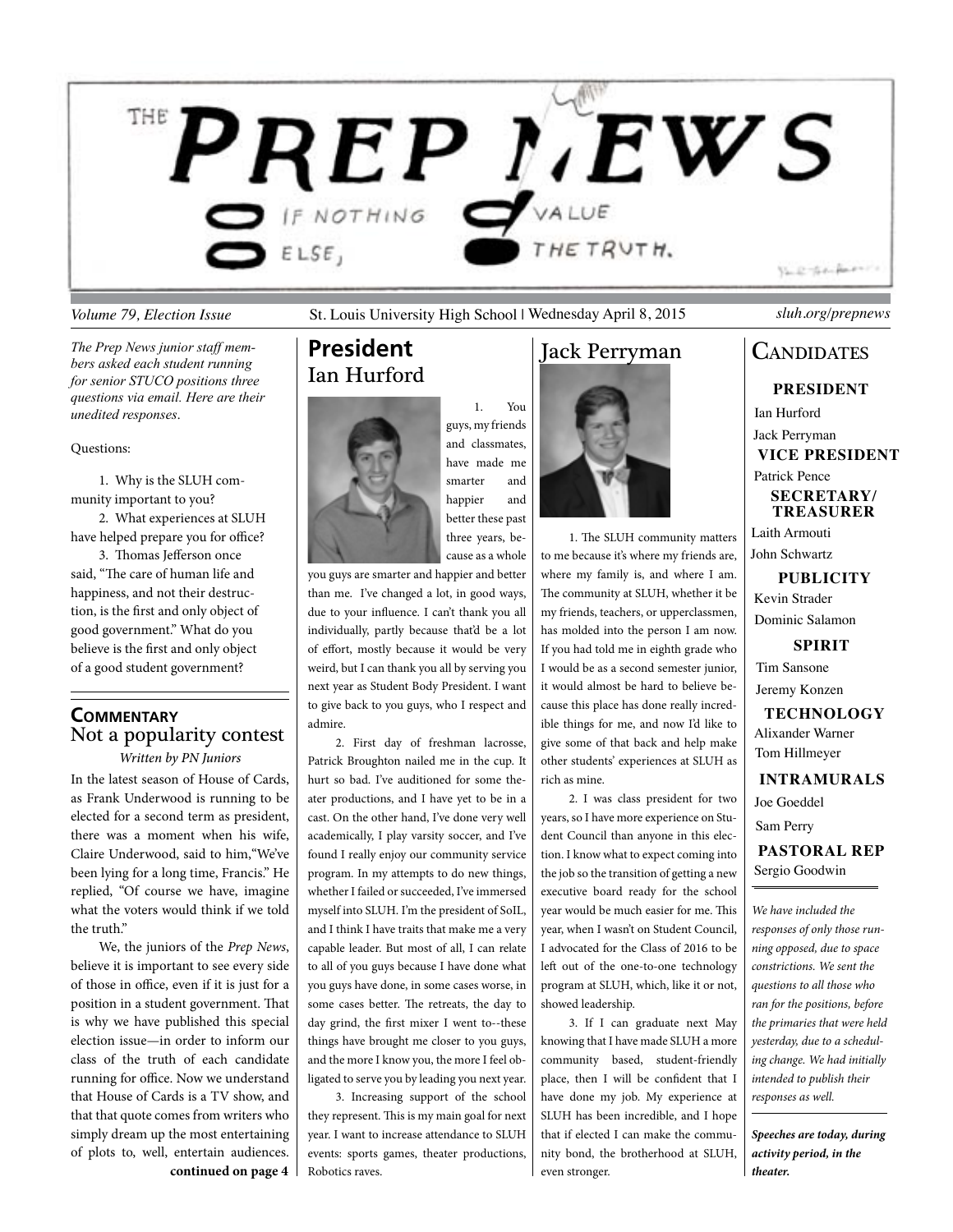# THE PREP NEWS

IF NOTHING ELSE, VALUE THE TRUTH.

*Volume 79, Election Issue* | St. Louis University High School | Wednesday April 8, 2015 | *sluh.org/prepnews*

*The Prep News junior staff members asked each student running for senior STUCO positions three questions via email. Here are their unedited responses.*

Questions:

1. Why is the SLUH community important to you?
2. What experiences at SLUH have helped prepare you for office?
3. Thomas Jefferson once said, "The care of human life and happiness, and not their destruction, is the first and only object of good government." What do you believe is the first and only object of a good student government?

## Commentary

### Not a popularity contest

*Written by PN Juniors*

In the latest season of House of Cards, as Frank Underwood is running to be elected for a second term as president, there was a moment when his wife, Claire Underwood, said to him,"We've been lying for a long time, Francis." He replied, "Of course we have, imagine what the voters would think if we told the truth."

We, the juniors of the *Prep News*, believe it is important to see every side of those in office, even if it is just for a position in a student government. That is why we have published this special election issue—in order to inform our class of the truth of each candidate running for office. Now we understand that House of Cards is a TV show, and that that quote comes from writers who simply dream up the most entertaining of plots to, well, entertain audiences.

**continued on page 4**

## President

### Ian Hurford

1. You guys, my friends and classmates, have made me smarter and happier and better these past three years, because as a whole you guys are smarter and happier and better than me. I've changed a lot, in good ways, due to your influence. I can't thank you all individually, partly because that'd be a lot of effort, mostly because it would be very weird, but I can thank you all by serving you next year as Student Body President. I want to give back to you guys, who I respect and admire.

2. First day of freshman lacrosse, Patrick Broughton nailed me in the cup. It hurt so bad. I've auditioned for some theater productions, and I have yet to be in a cast. On the other hand, I've done very well academically, I play varsity soccer, and I've found I really enjoy our community service program. In my attempts to do new things, whether I failed or succeeded, I've immersed myself into SLUH. I'm the president of SoIL, and I think I have traits that make me a very capable leader. But most of all, I can relate to all of you guys because I have done what you guys have done, in some cases worse, in some cases better. The retreats, the day to day grind, the first mixer I went to--these things have brought me closer to you guys, and the more I know you, the more I feel obligated to serve you by leading you next year.

3. Increasing support of the school they represent. This is my main goal for next year. I want to increase attendance to SLUH events: sports games, theater productions, Robotics raves.

### Jack Perryman

1. The SLUH community matters to me because it's where my friends are, where my family is, and where I am. The community at SLUH, whether it be my friends, teachers, or upperclassmen, has molded into the person I am now. If you had told me in eighth grade who I would be as a second semester junior, it would almost be hard to believe because this place has done really incredible things for me, and now I'd like to give some of that back and help make other students' experiences at SLUH as rich as mine.

2. I was class president for two years, so I have more experience on Student Council than anyone in this election. I know what to expect coming into the job so the transition of getting a new executive board ready for the school year would be much easier for me. This year, when I wasn't on Student Council, I advocated for the Class of 2016 to be left out of the one-to-one technology program at SLUH, which, like it or not, showed leadership.

3. If I can graduate next May knowing that I have made SLUH a more community based, student-friendly place, then I will be confident that I have done my job. My experience at SLUH has been incredible, and I hope that if elected I can make the community bond, the brotherhood at SLUH, even stronger.

## Candidates

**PRESIDENT**
Ian Hurford
Jack Perryman

**VICE PRESIDENT**
Patrick Pence

**SECRETARY/ TREASURER**
Laith Armouti
John Schwartz

**PUBLICITY**
Kevin Strader
Dominic Salamon

**SPIRIT**
Tim Sansone
Jeremy Konzen

**TECHNOLOGY**
Alixander Warner
Tom Hillmeyer

**INTRAMURALS**
Joe Goeddel
Sam Perry

**PASTORAL REP**
Sergio Goodwin

*We have included the responses of only those running opposed, due to space constrictions. We sent the questions to all those who ran for the positions, before the primaries that were held yesterday, due to a scheduling change. We had initially intended to publish their responses as well.*

***Speeches are today, during activity period, in the theater.***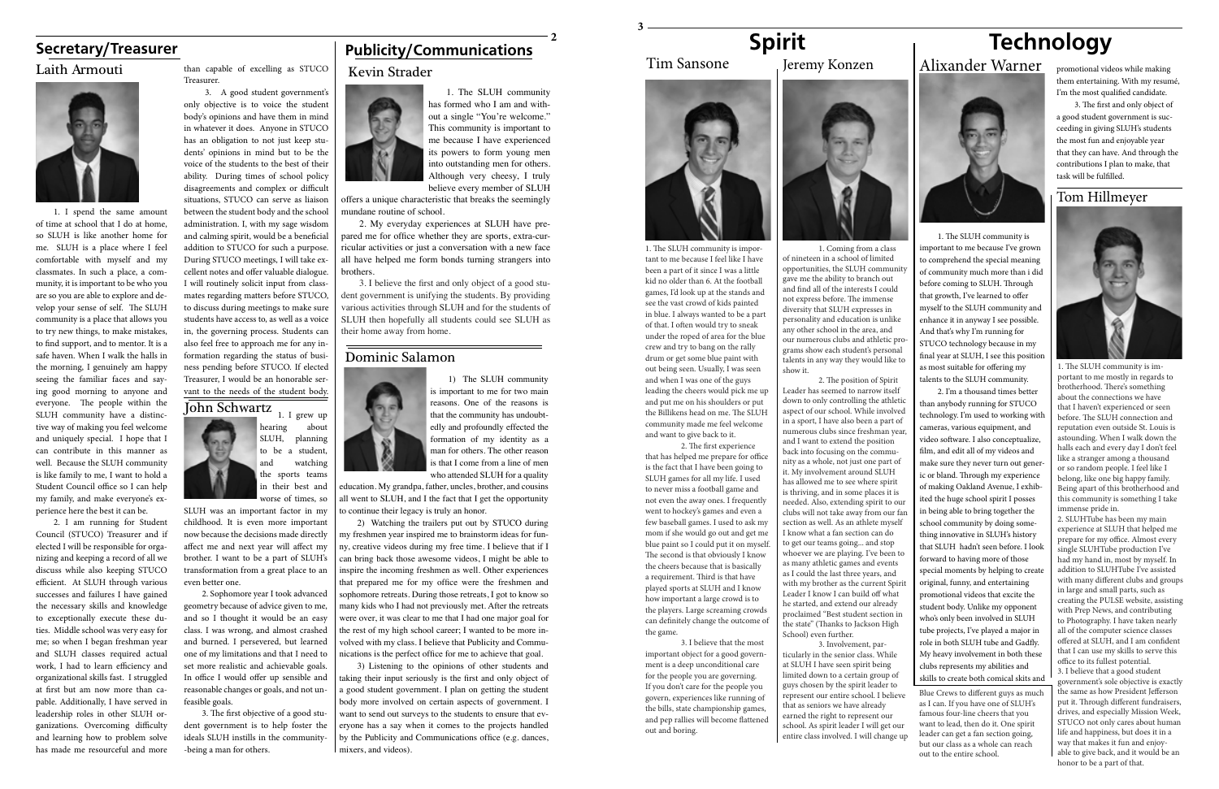## Secretary/Treasurer

### Laith Armouti

1. I spend the same amount of time at school that I do at home, so SLUH is like another home for me. SLUH is a place where I feel comfortable with myself and my classmates. In such a place, a community, it is important to be who you are so you are able to explore and develop your sense of self. The SLUH community is a place that allows you to try new things, to make mistakes, to find support, and to mentor. It is a safe haven. When I walk the halls in the morning, I genuinely am happy seeing the familiar faces and saying good morning to anyone and everyone. The people within the SLUH community have a distinctive way of making you feel welcome and uniquely special. I hope that I can contribute in this manner as well. Because the SLUH community is like family to me, I want to hold a Student Council office so I can help my family, and make everyone's experience here the best it can be.

2. I am running for Student Council (STUCO) Treasurer and if elected I will be responsible for organizing and keeping a record of all we discuss while also keeping STUCO efficient. At SLUH through various successes and failures I have gained the necessary skills and knowledge to exceptionally execute these duties. Middle school was very easy for me; so when I began freshman year and SLUH classes required actual work, I had to learn efficiency and organizational skills fast. I struggled at first but am now more than capable. Additionally, I have served in leadership roles in other SLUH organizations. Overcoming difficulty and learning how to problem solve has made me resourceful and more than capable of excelling as STUCO Treasurer.

3. A good student government's only objective is to voice the student body's opinions and have them in mind in whatever it does. Anyone in STUCO has an obligation to not just keep students' opinions in mind but to be the voice of the students to the best of their ability. During times of school policy disagreements and complex or difficult situations, STUCO can serve as liaison between the student body and the school administration. I, with my sage wisdom and calming spirit, would be a beneficial addition to STUCO for such a purpose. During STUCO meetings, I will take excellent notes and offer valuable dialogue. I will routinely solicit input from classmates regarding matters before STUCO, to discuss during meetings to make sure students have access to, as well as a voice in, the governing process. Students can also feel free to approach me for any information regarding the status of business pending before STUCO. If elected Treasurer, I would be an honorable servant to the needs of the student body.

### John Schwartz

1. I grew up hearing about SLUH, planning to be a student, and watching the sports teams in their best and worse of times, so SLUH was an important factor in my childhood. It is even more important now because the decisions made directly affect me and next year will affect my brother. I want to be a part of SLUH's transformation from a great place to an even better one.

2. Sophomore year I took advanced geometry because of advice given to me, and so I thought it would be an easy class. I was wrong, and almost crashed and burned. I persevered, but learned one of my limitations and that I need to set more realistic and achievable goals. In office I would offer up sensible and reasonable changes or goals, and not unfeasible goals.

3. The first objective of a good student government is to help foster the ideals SLUH instills in the community--being a man for others.

## Publicity/Communications

### Kevin Strader

1. The SLUH community has formed who I am and without a single "You're welcome." This community is important to me because I have experienced its powers to form young men into outstanding men for others. Although very cheesy, I truly believe every member of SLUH offers a unique characteristic that breaks the seemingly mundane routine of school.

2. My everyday experiences at SLUH have prepared me for office whether they are sports, extra-curricular activities or just a conversation with a new face all have helped me form bonds turning strangers into brothers.

3. I believe the first and only object of a good student government is unifying the students. By providing various activities through SLUH and for the students of SLUH then hopefully all students could see SLUH as their home away from home.

### Dominic Salamon

1) The SLUH community is important to me for two main reasons. One of the reasons is that the community has undoubtedly and profoundly effected the formation of my identity as a man for others. The other reason is that I come from a line of men who attended SLUH for a quality education. My grandpa, father, uncles, brother, and cousins all went to SLUH, and I the fact that I get the opportunity to continue their legacy is truly an honor.

2) Watching the trailers put out by STUCO during my freshmen year inspired me to brainstorm ideas for funny, creative videos during my free time. I believe that if I can bring back those awesome videos, I might be able to inspire the incoming freshmen as well. Other experiences that prepared me for my office were the freshmen and sophomore retreats. During those retreats, I got to know so many kids who I had not previously met. After the retreats were over, it was clear to me that I had one major goal for the rest of my high school career; I wanted to be more involved with my class. I believe that Publicity and Communications is the perfect office for me to achieve that goal.

3) Listening to the opinions of other students and taking their input seriously is the first and only object of a good student government. I plan on getting the student body more involved on certain aspects of government. I want to send out surveys to the students to ensure that everyone has a say when it comes to the projects handled by the Publicity and Communications office (e.g. dances, mixers, and videos).

## Spirit

### Tim Sansone

1. The SLUH community is important to me because I feel like I have been a part of it since I was a little kid no older than 6. At the football games, I'd look up at the stands and see the vast crowd of kids painted in blue. I always wanted to be a part of that. I often would try to sneak under the roped of area for the blue crew and try to bang on the rally drum or get some blue paint with out being seen. Usually, I was seen and when I was one of the guys leading the cheers would pick me up and put me on his shoulders or put the Billikens head on me. The SLUH community made me feel welcome and want to give back to it.

2. The first experience that has helped me prepare for office is the fact that I have been going to SLUH games for all my life. I used to never miss a football game and not even the away ones. I frequently went to hockey's games and even a few baseball games. I used to ask my mom if she would go out and get me blue paint so I could put it on myself. The second is that obviously I know the cheers because that is basically a requirement. Third is that have played sports at SLUH and I know how important a large crowd is to the players. Large screaming crowds can definitely change the outcome of the game.

3. I believe that the most important object for a good government is a deep unconditional care for the people you are governing. If you don't care for the people you govern, experiences like running of the bills, state championship games, and pep rallies will become flattened out and boring.

### Jeremy Konzen

1. Coming from a class of nineteen in a school of limited opportunities, the SLUH community gave me the ability to branch out and find all of the interests I could not express before. The immense diversity that SLUH expresses in personality and education is unlike any other school in the area, and our numerous clubs and athletic programs show each student's personal talents in any way they would like to show it.

2. The position of Spirit Leader has seemed to narrow itself down to only controlling the athletic aspect of our school. While involved in a sport, I have also been a part of numerous clubs since freshman year, and I want to extend the position back into focusing on the community as a whole, not just one part of it. My involvement around SLUH has allowed me to see where spirit is thriving, and in some places it is needed. Also, extending spirit to our clubs will not take away from our fan section as well. As an athlete myself I know what a fan section can do to get our teams going... and stop whoever we are playing. I've been to as many athletic games and events as I could the last three years, and with my brother as the current Spirit Leader I know I can build off what he started, and extend our already proclaimed "Best student section in the state" (Thanks to Jackson High School) even further.

3. Involvement, particularly in the senior class. While at SLUH I have seen spirit being limited down to a certain group of guys chosen by the spirit leader to represent our entire school. I believe that as seniors we have already earned the right to represent our school. As spirit leader I will get our entire class involved. I will change up Blue Crews to different guys as much as I can. If you have one of SLUH's famous four-line cheers that you want to lead, then do it. One spirit leader can get a fan section going, but our class as a whole can reach out to the entire school.

## Technology

### Alixander Warner

1. The SLUH community is important to me because I've grown to comprehend the special meaning of community much more than i did before coming to SLUH. Through that growth, I've learned to offer myself to the SLUH community and enhance it in anyway I see possible. And that's why I'm running for STUCO technology because in my final year at SLUH, I see this position as most suitable for offering my talents to the SLUH community.

2. I'm a thousand times better than anybody running for STUCO technology. I'm used to working with cameras, various equipment, and video software. I also conceptualize, film, and edit all of my videos and make sure they never turn out generic or bland. Through my experience of making Oakland Avenue, I exhibited the huge school spirit I posses in being able to bring together the school community by doing something innovative in SLUH's history that SLUH hadn't seen before. I look forward to having more of those special moments by helping to create original, funny, and entertaining promotional videos that excite the student body. Unlike my opponent who's only been involved in SLUH tube projects, I've played a major in role in both SLUH tube and Gadfly. My heavy involvement in both these clubs represents my abilities and skills to create both comical skits and promotional videos while making them entertaining. With my resumé, I'm the most qualified candidate.

3. The first and only object of a good student government is succeeding in giving SLUH's students the most fun and enjoyable year that they can have. And through the contributions I plan to make, that task will be fulfilled.

### Tom Hillmeyer

1. The SLUH community is important to me mostly in regards to brotherhood. There's something about the connections we have that I haven't experienced or seen before. The SLUH connection and reputation even outside St. Louis is astounding. When I walk down the halls each and every day I don't feel like a stranger among a thousand or so random people. I feel like I belong, like one big happy family. Being apart of this brotherhood and this community is something I take immense pride in.

2. SLUHTube has been my main experience at SLUH that helped me prepare for my office. Almost every single SLUHTube production I've had my hand in, most by myself. In addition to SLUHTube I've assisted with many different clubs and groups in large and small parts, such as creating the PULSE website, assisting with Prep News, and contributing to Photography. I have taken nearly all of the computer science classes offered at SLUH, and I am confident that I can use my skills to serve this office to its fullest potential.

3. I believe that a good student government's sole objective is exactly the same as how President Jefferson put it. Through different fundraisers, drives, and especially Mission Week, STUCO not only cares about human life and happiness, but does it in a way that makes it fun and enjoyable to give back, and it would be an honor to be a part of that.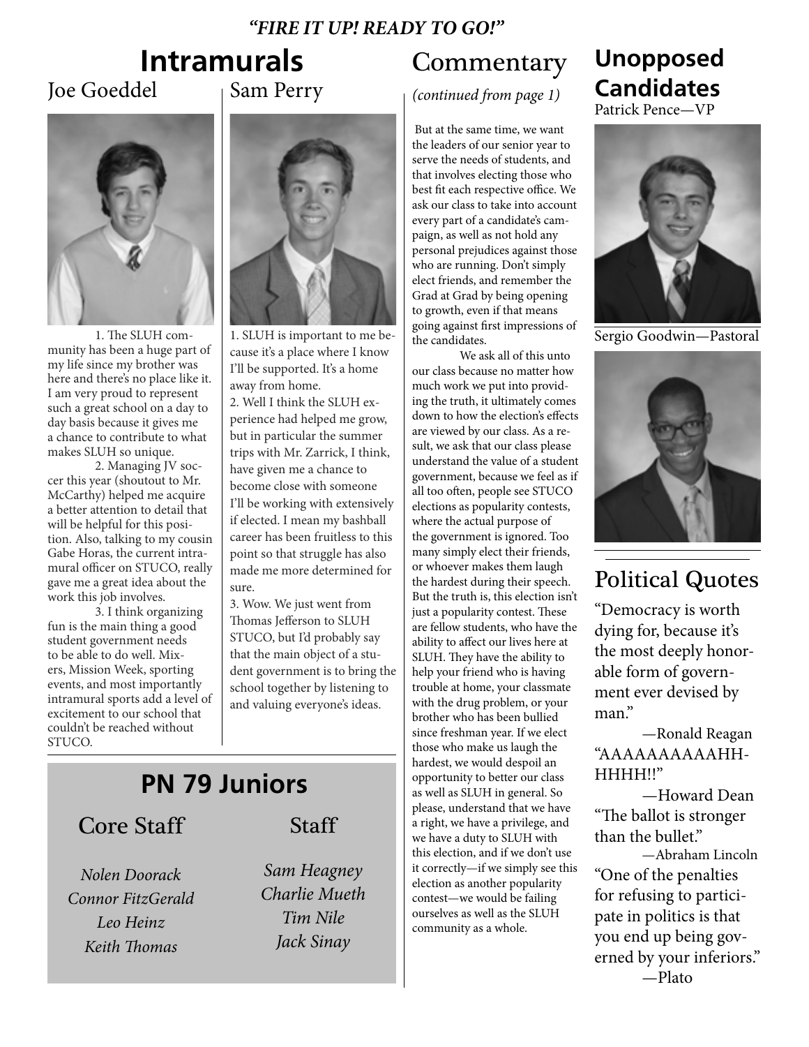*"FIRE IT UP! READY TO GO!"*

# Intramurals

## Joe Goeddel

1. The SLUH community has been a huge part of my life since my brother was here and there's no place like it. I am very proud to represent such a great school on a day to day basis because it gives me a chance to contribute to what makes SLUH so unique.

2. Managing JV soccer this year (shoutout to Mr. McCarthy) helped me acquire a better attention to detail that will be helpful for this position. Also, talking to my cousin Gabe Horas, the current intramural officer on STUCO, really gave me a great idea about the work this job involves.

3. I think organizing fun is the main thing a good student government needs to be able to do well. Mixers, Mission Week, sporting events, and most importantly intramural sports add a level of excitement to our school that couldn't be reached without STUCO.

## Sam Perry

1. SLUH is important to me because it's a place where I know I'll be supported. It's a home away from home.
2. Well I think the SLUH experience had helped me grow, but in particular the summer trips with Mr. Zarrick, I think, have given me a chance to become close with someone I'll be working with extensively if elected. I mean my bashball career has been fruitless to this point so that struggle has also made me more determined for sure.
3. Wow. We just went from Thomas Jefferson to SLUH STUCO, but I'd probably say that the main object of a student government is to bring the school together by listening to and valuing everyone's ideas.

## PN 79 Juniors

**Core Staff**

*Nolen Doorack*
*Connor FitzGerald*
*Leo Heinz*
*Keith Thomas*

**Staff**

*Sam Heagney*
*Charlie Mueth*
*Tim Nile*
*Jack Sinay*

# Commentary

*(continued from page 1)*

But at the same time, we want the leaders of our senior year to serve the needs of students, and that involves electing those who best fit each respective office. We ask our class to take into account every part of a candidate's campaign, as well as not hold any personal prejudices against those who are running. Don't simply elect friends, and remember the Grad at Grad by being opening to growth, even if that means going against first impressions of the candidates.

We ask all of this unto our class because no matter how much work we put into providing the truth, it ultimately comes down to how the election's effects are viewed by our class. As a result, we ask that our class please understand the value of a student government, because we feel as if all too often, people see STUCO elections as popularity contests, where the actual purpose of the government is ignored. Too many simply elect their friends, or whoever makes them laugh the hardest during their speech. But the truth is, this election isn't just a popularity contest. These are fellow students, who have the ability to affect our lives here at SLUH. They have the ability to help your friend who is having trouble at home, your classmate with the drug problem, or your brother who has been bullied since freshman year. If we elect those who make us laugh the hardest, we would despoil an opportunity to better our class as well as SLUH in general. So please, understand that we have a right, we have a privilege, and we have a duty to SLUH with this election, and if we don't use it correctly—if we simply see this election as another popularity contest—we would be failing ourselves as well as the SLUH community as a whole.

# Unopposed Candidates

Patrick Pence—VP

Sergio Goodwin—Pastoral

# Political Quotes

"Democracy is worth dying for, because it's the most deeply honorable form of government ever devised by man."

—Ronald Reagan

"AAAAAAAAAAHH-HHHH!!"

—Howard Dean

"The ballot is stronger than the bullet."

—Abraham Lincoln

"One of the penalties for refusing to participate in politics is that you end up being governed by your inferiors."

—Plato